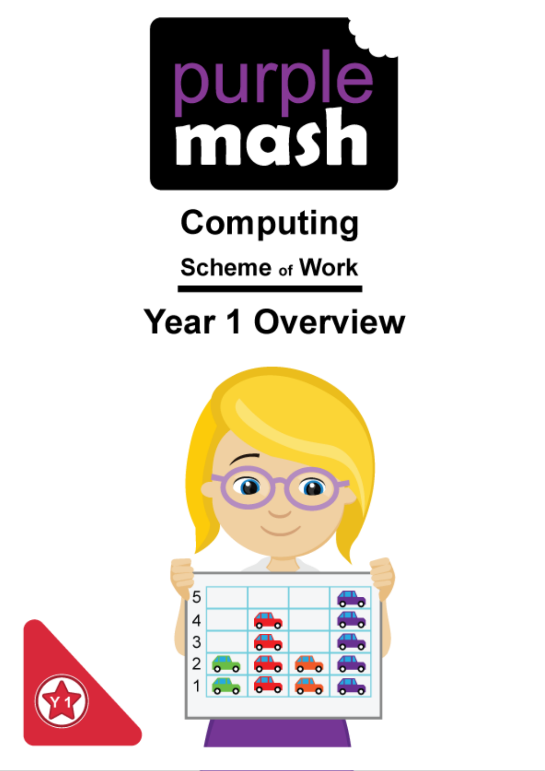# purple mash

## Computing

### Scheme of Work

## Year 1 Overview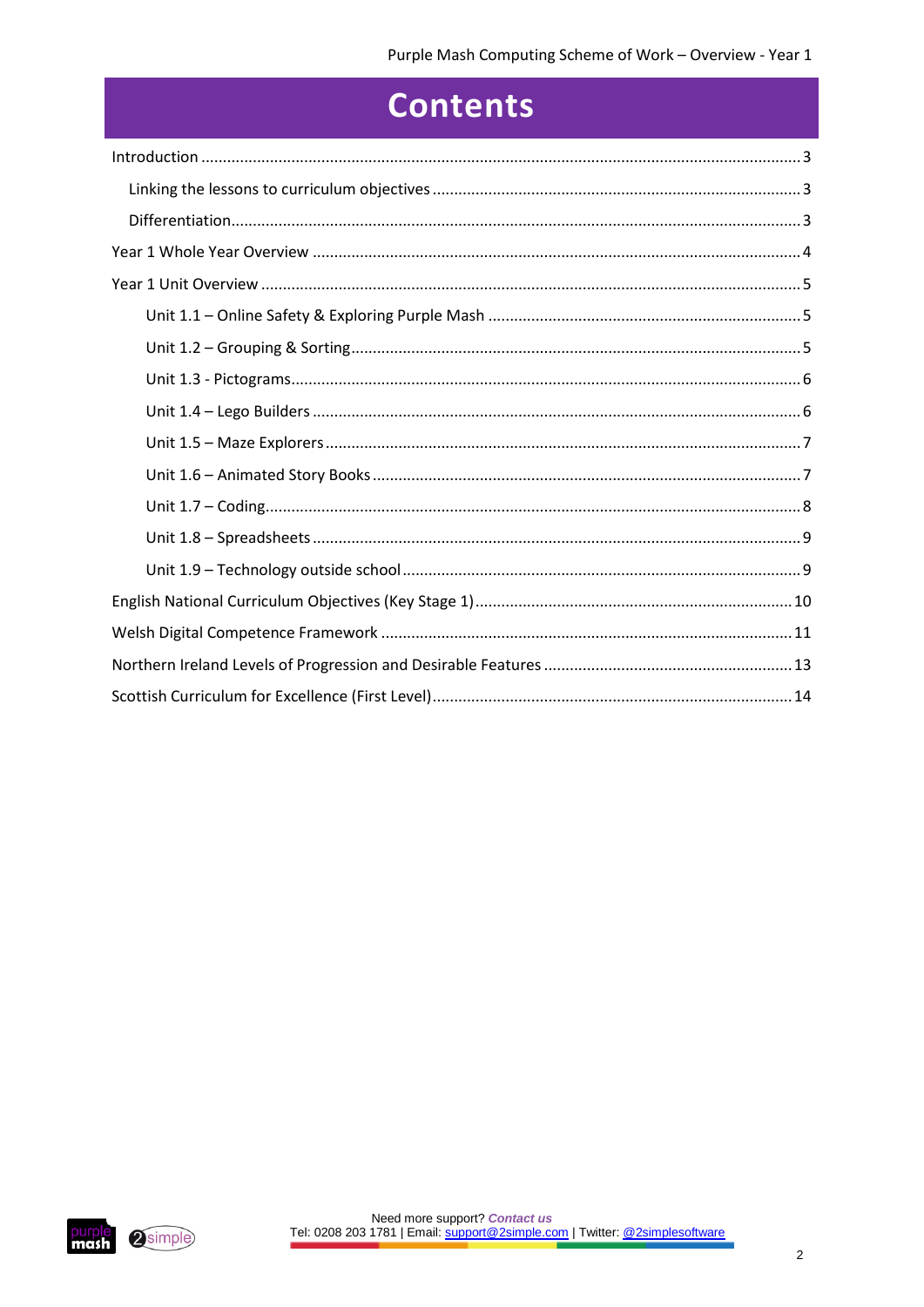# Contents

- Introduction ... 3
  - Linking the lessons to curriculum objectives ... 3
  - Differentiation ... 3
- Year 1 Whole Year Overview ... 4
- Year 1 Unit Overview ... 5
  - Unit 1.1 – Online Safety & Exploring Purple Mash ... 5
  - Unit 1.2 – Grouping & Sorting ... 5
  - Unit 1.3 - Pictograms ... 6
  - Unit 1.4 – Lego Builders ... 6
  - Unit 1.5 – Maze Explorers ... 7
  - Unit 1.6 – Animated Story Books ... 7
  - Unit 1.7 – Coding ... 8
  - Unit 1.8 – Spreadsheets ... 9
  - Unit 1.9 – Technology outside school ... 9
- English National Curriculum Objectives (Key Stage 1) ... 10
- Welsh Digital Competence Framework ... 11
- Northern Ireland Levels of Progression and Desirable Features ... 13
- Scottish Curriculum for Excellence (First Level) ... 14

Need more support? *Contact us*
Tel: 0208 203 1781 | Email: support@2simple.com | Twitter: @2simplesoftware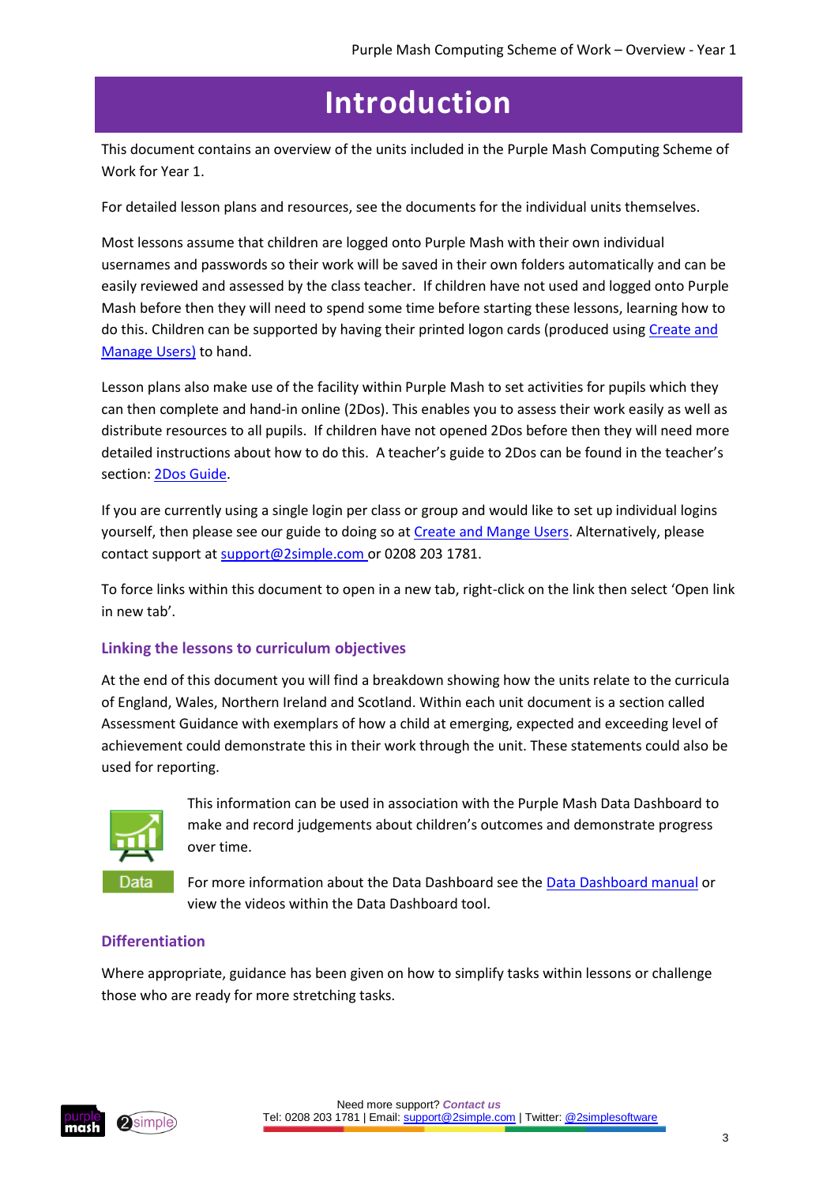# Introduction

This document contains an overview of the units included in the Purple Mash Computing Scheme of Work for Year 1.

For detailed lesson plans and resources, see the documents for the individual units themselves.

Most lessons assume that children are logged onto Purple Mash with their own individual usernames and passwords so their work will be saved in their own folders automatically and can be easily reviewed and assessed by the class teacher. If children have not used and logged onto Purple Mash before then they will need to spend some time before starting these lessons, learning how to do this. Children can be supported by having their printed logon cards (produced using Create and Manage Users) to hand.

Lesson plans also make use of the facility within Purple Mash to set activities for pupils which they can then complete and hand-in online (2Dos). This enables you to assess their work easily as well as distribute resources to all pupils. If children have not opened 2Dos before then they will need more detailed instructions about how to do this. A teacher's guide to 2Dos can be found in the teacher's section: 2Dos Guide.

If you are currently using a single login per class or group and would like to set up individual logins yourself, then please see our guide to doing so at Create and Mange Users. Alternatively, please contact support at support@2simple.com or 0208 203 1781.

To force links within this document to open in a new tab, right-click on the link then select 'Open link in new tab'.

## Linking the lessons to curriculum objectives

At the end of this document you will find a breakdown showing how the units relate to the curricula of England, Wales, Northern Ireland and Scotland. Within each unit document is a section called Assessment Guidance with exemplars of how a child at emerging, expected and exceeding level of achievement could demonstrate this in their work through the unit. These statements could also be used for reporting.

This information can be used in association with the Purple Mash Data Dashboard to make and record judgements about children's outcomes and demonstrate progress over time.

For more information about the Data Dashboard see the Data Dashboard manual or view the videos within the Data Dashboard tool.

## Differentiation

Where appropriate, guidance has been given on how to simplify tasks within lessons or challenge those who are ready for more stretching tasks.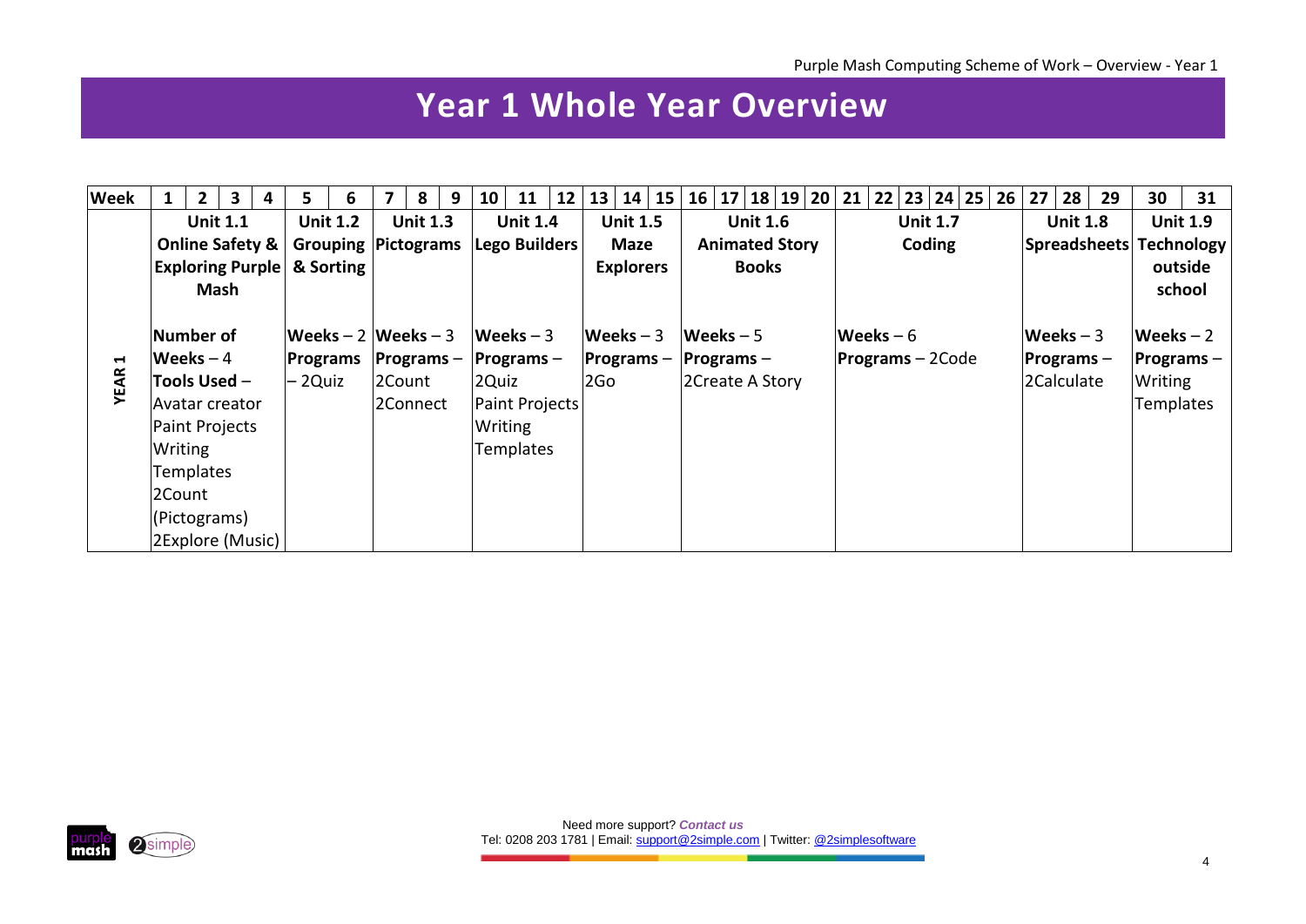# Year 1 Whole Year Overview

| Week | 1 | 2 | 3 | 4 | 5 | 6 | 7 | 8 | 9 | 10 | 11 | 12 | 13 | 14 | 15 | 16 | 17 | 18 | 19 | 20 | 21 | 22 | 23 | 24 | 25 | 26 | 27 | 28 | 29 | 30 | 31 |
|---|---|---|---|---|---|---|---|---|---|---|---|---|---|---|---|---|---|---|---|---|---|---|---|---|---|---|---|---|---|---|---|
| YEAR 1 | **Unit 1.1 Online Safety & Exploring Purple Mash**<br><br>**Number of Weeks** – 4<br>**Tools Used** – Avatar creator, Paint Projects, Writing Templates, 2Count (Pictograms), 2Explore (Music) | | | | **Unit 1.2 Grouping & Sorting**<br><br>**Weeks** – 2<br>**Programs** – 2Quiz | | **Unit 1.3 Pictograms**<br><br>**Weeks** – 3<br>**Programs** – 2Count, 2Connect | | | **Unit 1.4 Lego Builders**<br><br>**Weeks** – 3<br>**Programs** – 2Quiz, Paint Projects, Writing Templates | | | **Unit 1.5 Maze Explorers**<br><br>**Weeks** – 3<br>**Programs** – 2Go | | | **Unit 1.6 Animated Story Books**<br><br>**Weeks** – 5<br>**Programs** – 2Create A Story | | | | | **Unit 1.7 Coding**<br><br>**Weeks** – 6<br>**Programs** – 2Code | | | | | | **Unit 1.8 Spreadsheets**<br><br>**Weeks** – 3<br>**Programs** – 2Calculate | | | **Unit 1.9 Technology outside school**<br><br>**Weeks** – 2<br>**Programs** – Writing Templates | |

Need more support? *Contact us*
Tel: 0208 203 1781 | Email: support@2simple.com | Twitter: @2simplesoftware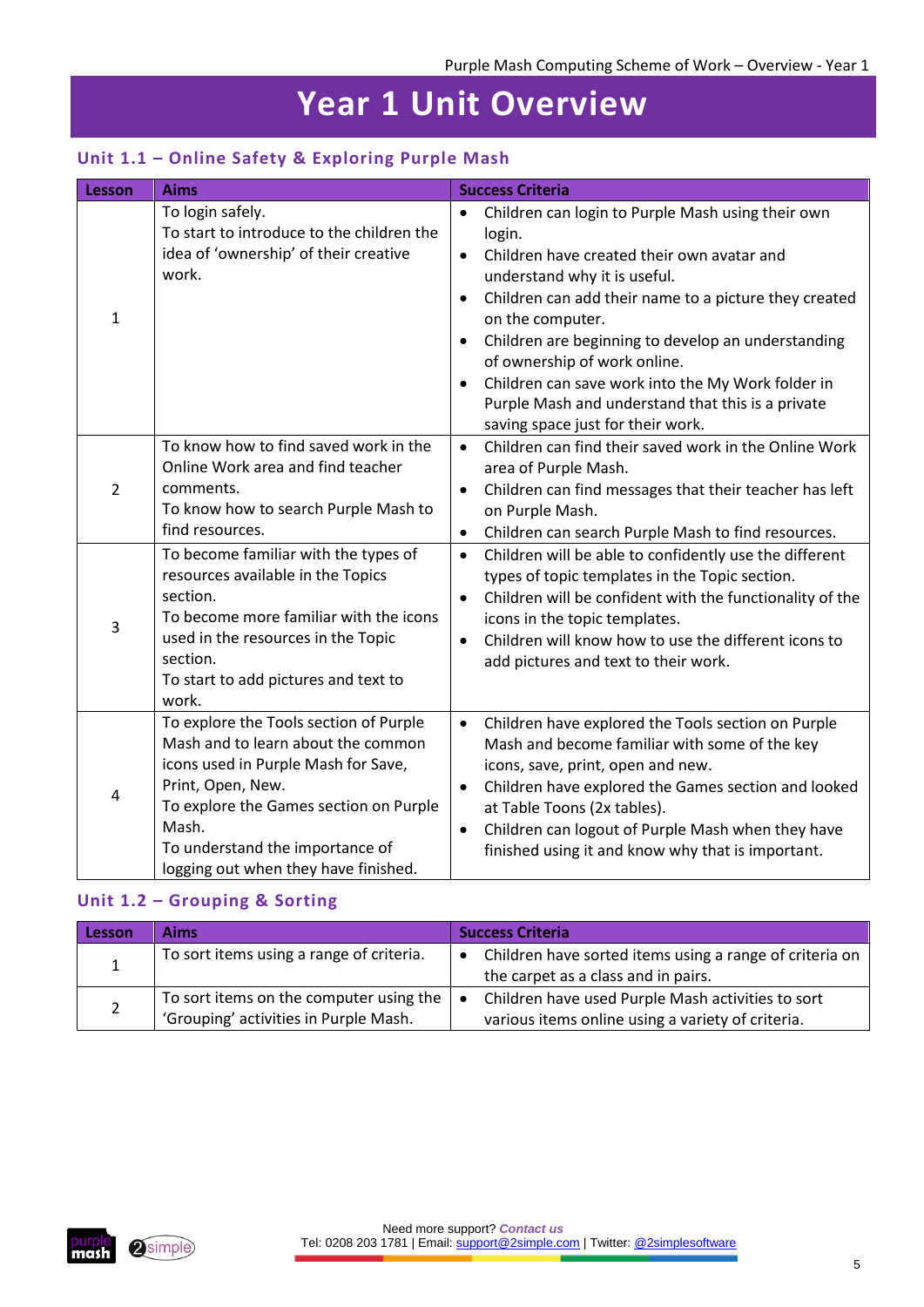# Year 1 Unit Overview

## Unit 1.1 – Online Safety & Exploring Purple Mash

| Lesson | Aims | Success Criteria |
|---|---|---|
| 1 | To login safely.<br>To start to introduce to the children the idea of 'ownership' of their creative work. | • Children can login to Purple Mash using their own login.<br>• Children have created their own avatar and understand why it is useful.<br>• Children can add their name to a picture they created on the computer.<br>• Children are beginning to develop an understanding of ownership of work online.<br>• Children can save work into the My Work folder in Purple Mash and understand that this is a private saving space just for their work. |
| 2 | To know how to find saved work in the Online Work area and find teacher comments.<br>To know how to search Purple Mash to find resources. | • Children can find their saved work in the Online Work area of Purple Mash.<br>• Children can find messages that their teacher has left on Purple Mash.<br>• Children can search Purple Mash to find resources. |
| 3 | To become familiar with the types of resources available in the Topics section.<br>To become more familiar with the icons used in the resources in the Topic section.<br>To start to add pictures and text to work. | • Children will be able to confidently use the different types of topic templates in the Topic section.<br>• Children will be confident with the functionality of the icons in the topic templates.<br>• Children will know how to use the different icons to add pictures and text to their work. |
| 4 | To explore the Tools section of Purple Mash and to learn about the common icons used in Purple Mash for Save, Print, Open, New.<br>To explore the Games section on Purple Mash.<br>To understand the importance of logging out when they have finished. | • Children have explored the Tools section on Purple Mash and become familiar with some of the key icons, save, print, open and new.<br>• Children have explored the Games section and looked at Table Toons (2x tables).<br>• Children can logout of Purple Mash when they have finished using it and know why that is important. |

## Unit 1.2 – Grouping & Sorting

| Lesson | Aims | Success Criteria |
|---|---|---|
| 1 | To sort items using a range of criteria. | • Children have sorted items using a range of criteria on the carpet as a class and in pairs. |
| 2 | To sort items on the computer using the 'Grouping' activities in Purple Mash. | • Children have used Purple Mash activities to sort various items online using a variety of criteria. |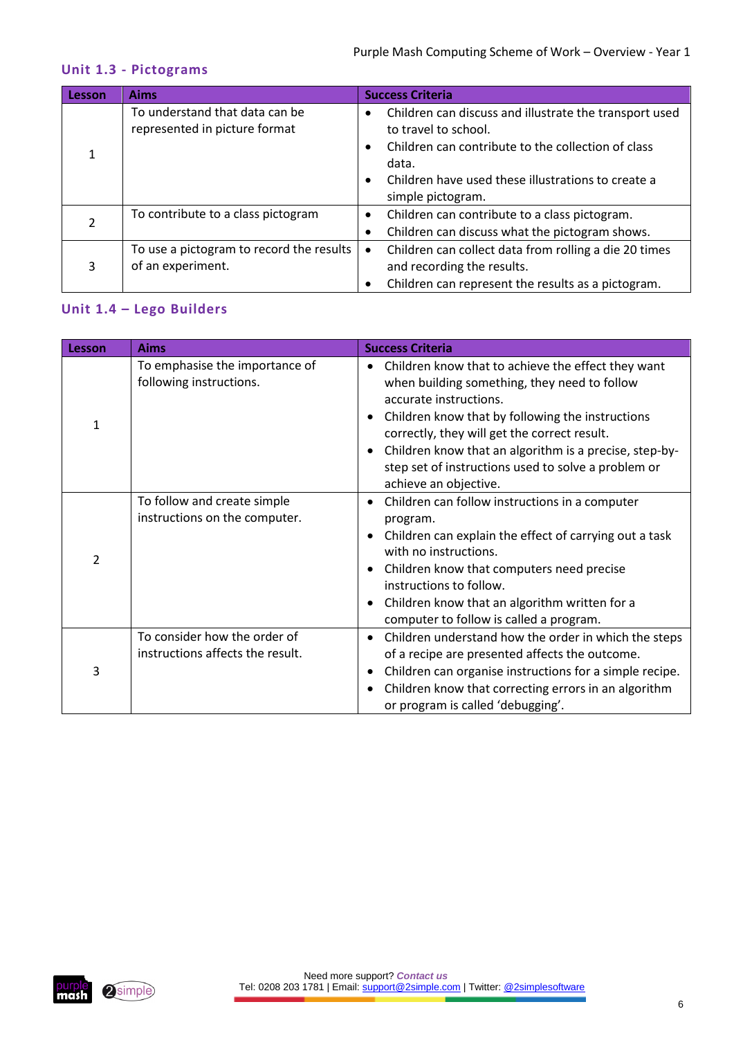## Unit 1.3 - Pictograms

| Lesson | Aims | Success Criteria |
|---|---|---|
| 1 | To understand that data can be represented in picture format | • Children can discuss and illustrate the transport used to travel to school.<br>• Children can contribute to the collection of class data.<br>• Children have used these illustrations to create a simple pictogram. |
| 2 | To contribute to a class pictogram | • Children can contribute to a class pictogram.<br>• Children can discuss what the pictogram shows. |
| 3 | To use a pictogram to record the results of an experiment. | • Children can collect data from rolling a die 20 times and recording the results.<br>• Children can represent the results as a pictogram. |

## Unit 1.4 – Lego Builders

| Lesson | Aims | Success Criteria |
|---|---|---|
| 1 | To emphasise the importance of following instructions. | • Children know that to achieve the effect they want when building something, they need to follow accurate instructions.<br>• Children know that by following the instructions correctly, they will get the correct result.<br>• Children know that an algorithm is a precise, step-by-step set of instructions used to solve a problem or achieve an objective. |
| 2 | To follow and create simple instructions on the computer. | • Children can follow instructions in a computer program.<br>• Children can explain the effect of carrying out a task with no instructions.<br>• Children know that computers need precise instructions to follow.<br>• Children know that an algorithm written for a computer to follow is called a program. |
| 3 | To consider how the order of instructions affects the result. | • Children understand how the order in which the steps of a recipe are presented affects the outcome.<br>• Children can organise instructions for a simple recipe.<br>• Children know that correcting errors in an algorithm or program is called 'debugging'. |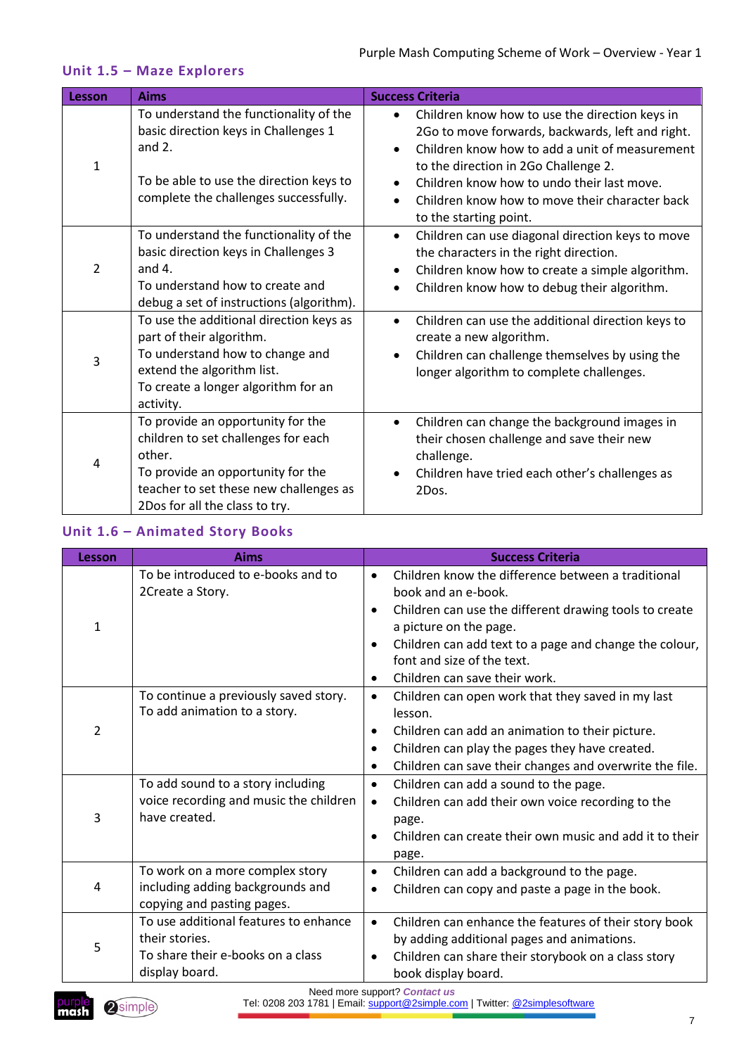## Unit 1.5 – Maze Explorers

| Lesson | Aims | Success Criteria |
|---|---|---|
| 1 | To understand the functionality of the basic direction keys in Challenges 1 and 2.<br><br>To be able to use the direction keys to complete the challenges successfully. | • Children know how to use the direction keys in 2Go to move forwards, backwards, left and right.<br>• Children know how to add a unit of measurement to the direction in 2Go Challenge 2.<br>• Children know how to undo their last move.<br>• Children know how to move their character back to the starting point. |
| 2 | To understand the functionality of the basic direction keys in Challenges 3 and 4.<br>To understand how to create and debug a set of instructions (algorithm). | • Children can use diagonal direction keys to move the characters in the right direction.<br>• Children know how to create a simple algorithm.<br>• Children know how to debug their algorithm. |
| 3 | To use the additional direction keys as part of their algorithm.<br>To understand how to change and extend the algorithm list.<br>To create a longer algorithm for an activity. | • Children can use the additional direction keys to create a new algorithm.<br>• Children can challenge themselves by using the longer algorithm to complete challenges. |
| 4 | To provide an opportunity for the children to set challenges for each other.<br>To provide an opportunity for the teacher to set these new challenges as 2Dos for all the class to try. | • Children can change the background images in their chosen challenge and save their new challenge.<br>• Children have tried each other's challenges as 2Dos. |

## Unit 1.6 – Animated Story Books

| Lesson | Aims | Success Criteria |
|---|---|---|
| 1 | To be introduced to e-books and to 2Create a Story. | • Children know the difference between a traditional book and an e-book.<br>• Children can use the different drawing tools to create a picture on the page.<br>• Children can add text to a page and change the colour, font and size of the text.<br>• Children can save their work. |
| 2 | To continue a previously saved story.<br>To add animation to a story. | • Children can open work that they saved in my last lesson.<br>• Children can add an animation to their picture.<br>• Children can play the pages they have created.<br>• Children can save their changes and overwrite the file. |
| 3 | To add sound to a story including voice recording and music the children have created. | • Children can add a sound to the page.<br>• Children can add their own voice recording to the page.<br>• Children can create their own music and add it to their page. |
| 4 | To work on a more complex story including adding backgrounds and copying and pasting pages. | • Children can add a background to the page.<br>• Children can copy and paste a page in the book. |
| 5 | To use additional features to enhance their stories.<br>To share their e-books on a class display board. | • Children can enhance the features of their story book by adding additional pages and animations.<br>• Children can share their storybook on a class story book display board. |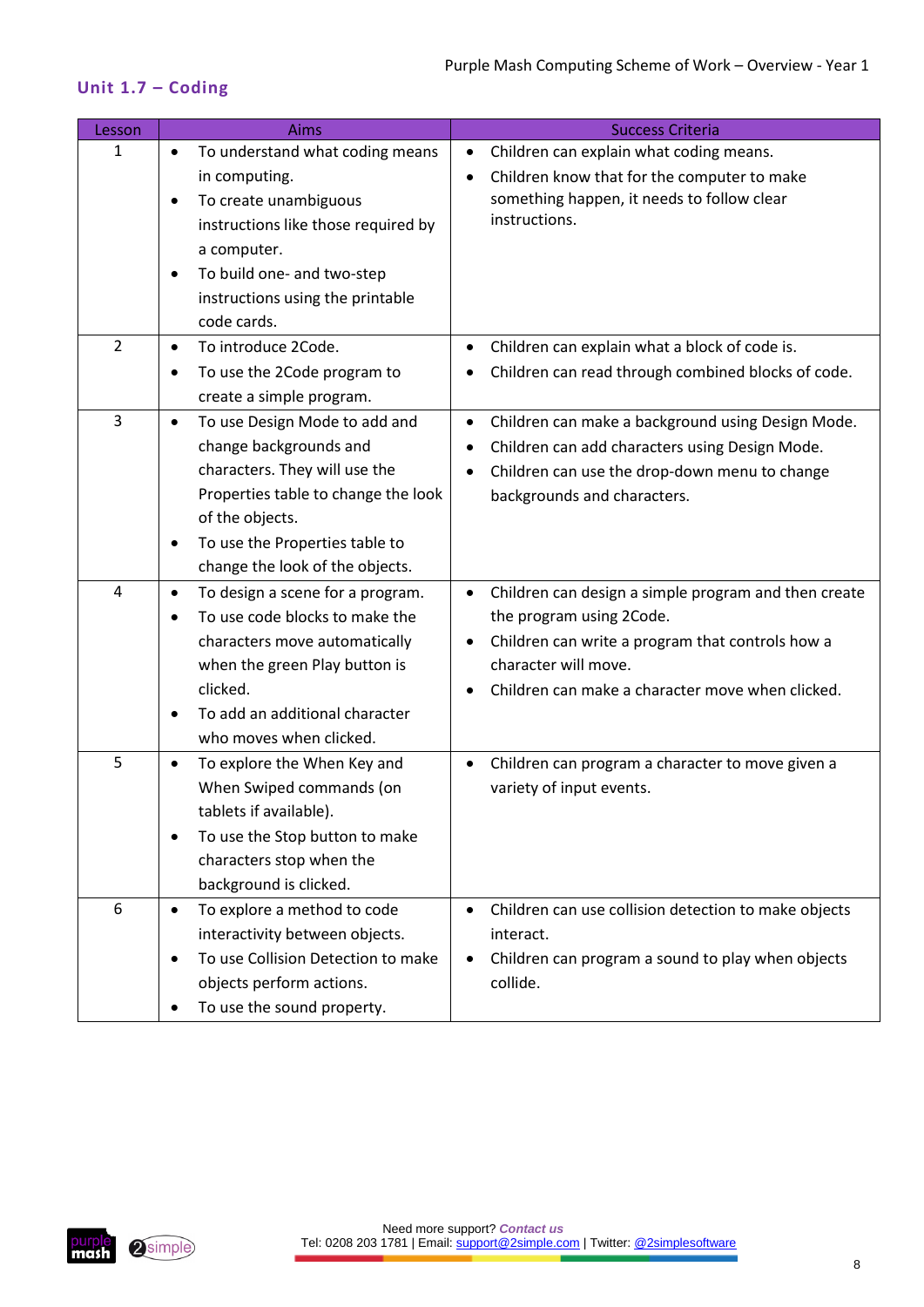## Unit 1.7 – Coding

| Lesson | Aims | Success Criteria |
|---|---|---|
| 1 | • To understand what coding means in computing.<br>• To create unambiguous instructions like those required by a computer.<br>• To build one- and two-step instructions using the printable code cards. | • Children can explain what coding means.<br>• Children know that for the computer to make something happen, it needs to follow clear instructions. |
| 2 | • To introduce 2Code.<br>• To use the 2Code program to create a simple program. | • Children can explain what a block of code is.<br>• Children can read through combined blocks of code. |
| 3 | • To use Design Mode to add and change backgrounds and characters. They will use the Properties table to change the look of the objects.<br>• To use the Properties table to change the look of the objects. | • Children can make a background using Design Mode.<br>• Children can add characters using Design Mode.<br>• Children can use the drop-down menu to change backgrounds and characters. |
| 4 | • To design a scene for a program.<br>• To use code blocks to make the characters move automatically when the green Play button is clicked.<br>• To add an additional character who moves when clicked. | • Children can design a simple program and then create the program using 2Code.<br>• Children can write a program that controls how a character will move.<br>• Children can make a character move when clicked. |
| 5 | • To explore the When Key and When Swiped commands (on tablets if available).<br>• To use the Stop button to make characters stop when the background is clicked. | • Children can program a character to move given a variety of input events. |
| 6 | • To explore a method to code interactivity between objects.<br>• To use Collision Detection to make objects perform actions.<br>• To use the sound property. | • Children can use collision detection to make objects interact.<br>• Children can program a sound to play when objects collide. |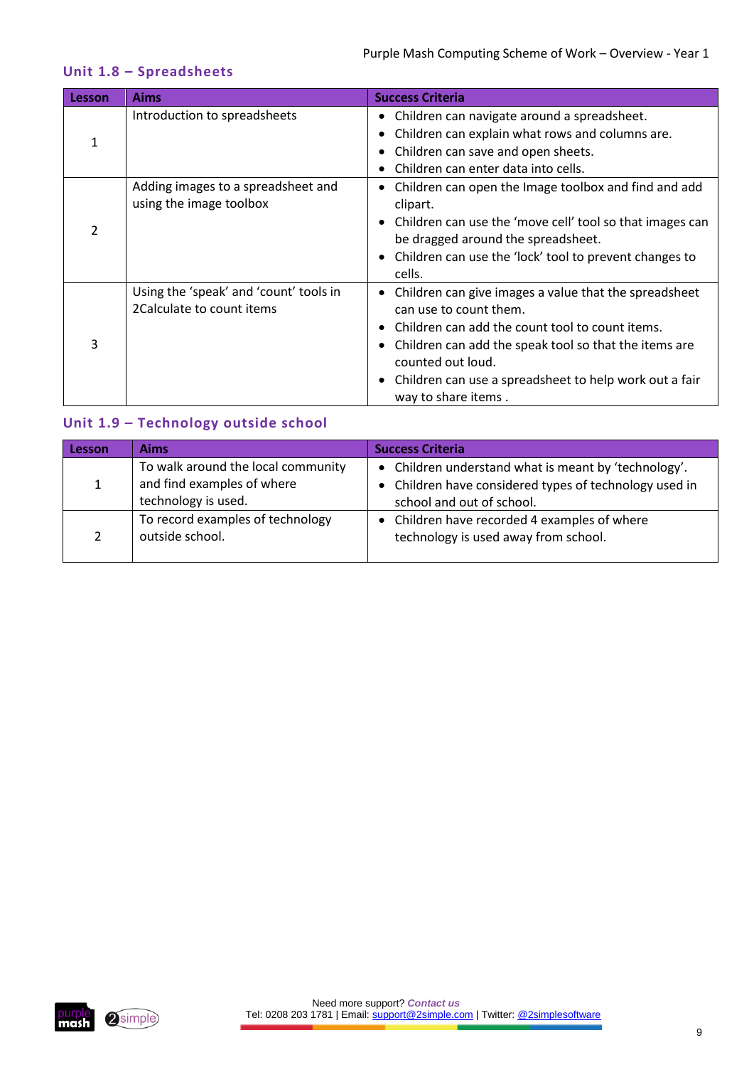## Unit 1.8 – Spreadsheets

| Lesson | Aims | Success Criteria |
|---|---|---|
| 1 | Introduction to spreadsheets | • Children can navigate around a spreadsheet.<br>• Children can explain what rows and columns are.<br>• Children can save and open sheets.<br>• Children can enter data into cells. |
| 2 | Adding images to a spreadsheet and using the image toolbox | • Children can open the Image toolbox and find and add clipart.<br>• Children can use the 'move cell' tool so that images can be dragged around the spreadsheet.<br>• Children can use the 'lock' tool to prevent changes to cells. |
| 3 | Using the 'speak' and 'count' tools in 2Calculate to count items | • Children can give images a value that the spreadsheet can use to count them.<br>• Children can add the count tool to count items.<br>• Children can add the speak tool so that the items are counted out loud.<br>• Children can use a spreadsheet to help work out a fair way to share items . |

## Unit 1.9 – Technology outside school

| Lesson | Aims | Success Criteria |
|---|---|---|
| 1 | To walk around the local community and find examples of where technology is used. | • Children understand what is meant by 'technology'.<br>• Children have considered types of technology used in school and out of school. |
| 2 | To record examples of technology outside school. | • Children have recorded 4 examples of where technology is used away from school. |

Need more support? *Contact us*
Tel: 0208 203 1781 | Email: support@2simple.com | Twitter: @2simplesoftware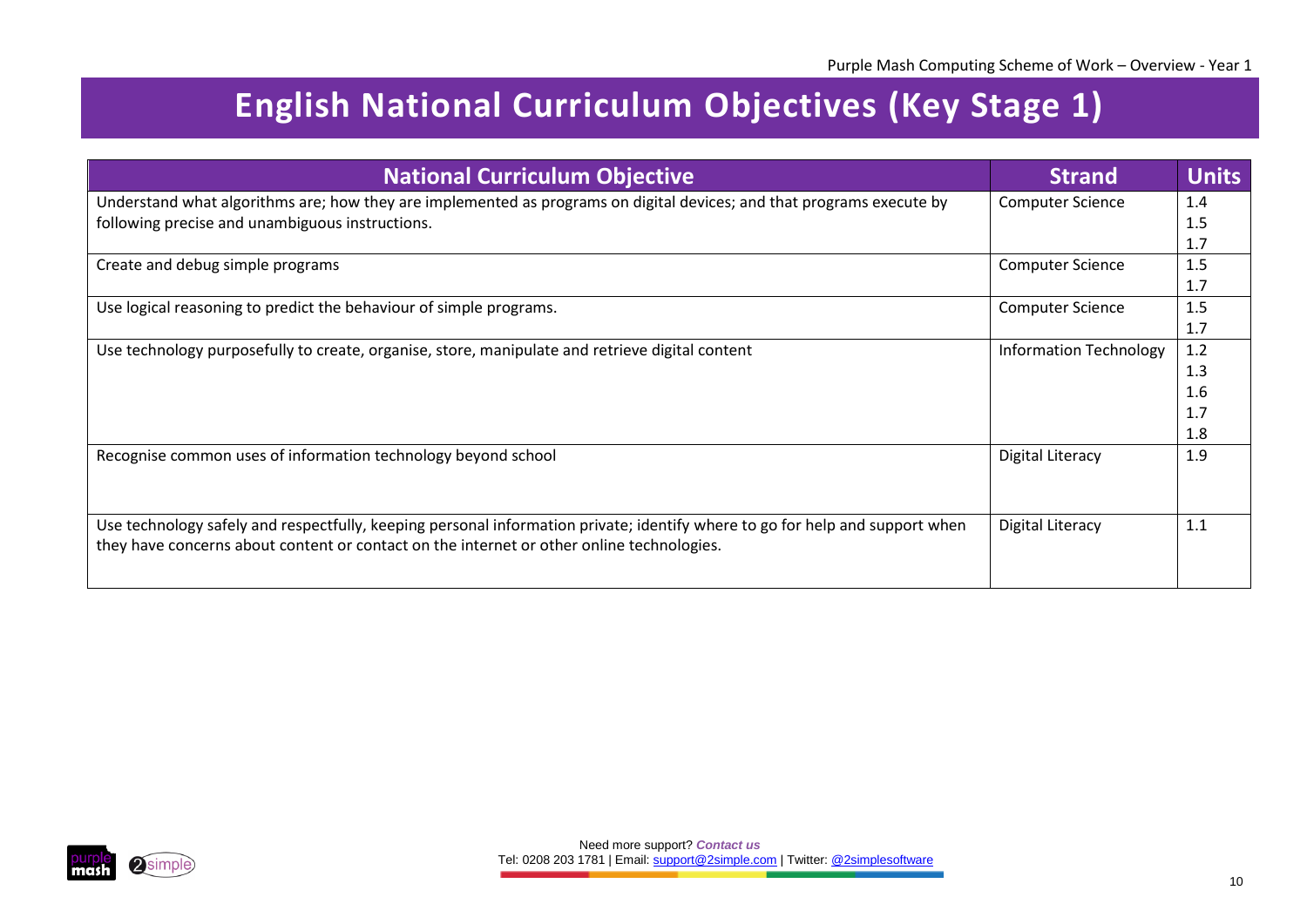# English National Curriculum Objectives (Key Stage 1)

| National Curriculum Objective | Strand | Units |
|---|---|---|
| Understand what algorithms are; how they are implemented as programs on digital devices; and that programs execute by following precise and unambiguous instructions. | Computer Science | 1.4<br>1.5<br>1.7 |
| Create and debug simple programs | Computer Science | 1.5<br>1.7 |
| Use logical reasoning to predict the behaviour of simple programs. | Computer Science | 1.5<br>1.7 |
| Use technology purposefully to create, organise, store, manipulate and retrieve digital content | Information Technology | 1.2<br>1.3<br>1.6<br>1.7<br>1.8 |
| Recognise common uses of information technology beyond school | Digital Literacy | 1.9 |
| Use technology safely and respectfully, keeping personal information private; identify where to go for help and support when they have concerns about content or contact on the internet or other online technologies. | Digital Literacy | 1.1 |

Need more support? *Contact us*
Tel: 0208 203 1781 | Email: support@2simple.com | Twitter: @2simplesoftware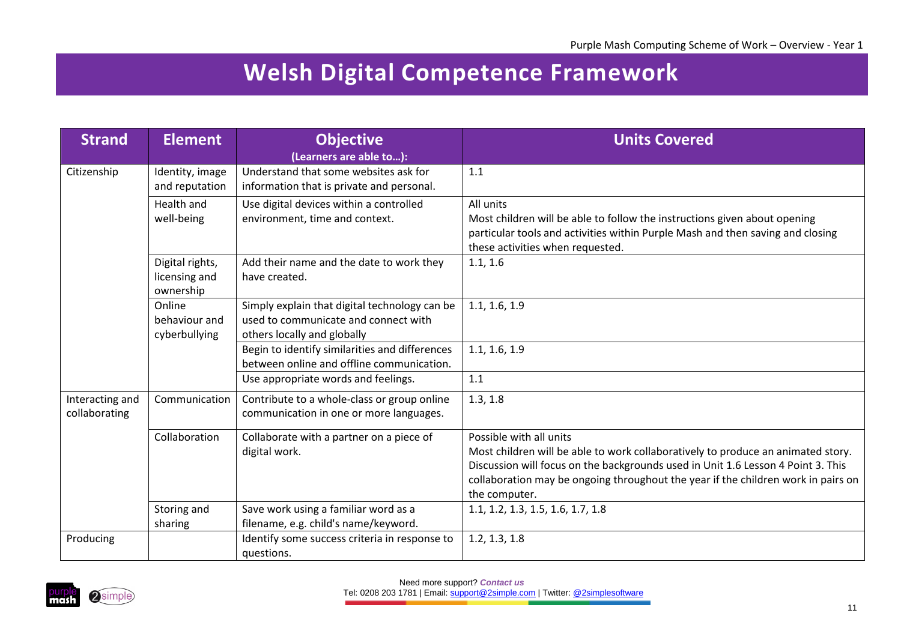# Welsh Digital Competence Framework

| Strand | Element | Objective (Learners are able to…): | Units Covered |
|---|---|---|---|
| Citizenship | Identity, image and reputation | Understand that some websites ask for information that is private and personal. | 1.1 |
| | Health and well-being | Use digital devices within a controlled environment, time and context. | All units<br>Most children will be able to follow the instructions given about opening particular tools and activities within Purple Mash and then saving and closing these activities when requested. |
| | Digital rights, licensing and ownership | Add their name and the date to work they have created. | 1.1, 1.6 |
| | Online behaviour and cyberbullying | Simply explain that digital technology can be used to communicate and connect with others locally and globally | 1.1, 1.6, 1.9 |
| | | Begin to identify similarities and differences between online and offline communication. | 1.1, 1.6, 1.9 |
| | | Use appropriate words and feelings. | 1.1 |
| Interacting and collaborating | Communication | Contribute to a whole-class or group online communication in one or more languages. | 1.3, 1.8 |
| | Collaboration | Collaborate with a partner on a piece of digital work. | Possible with all units<br>Most children will be able to work collaboratively to produce an animated story. Discussion will focus on the backgrounds used in Unit 1.6 Lesson 4 Point 3. This collaboration may be ongoing throughout the year if the children work in pairs on the computer. |
| | Storing and sharing | Save work using a familiar word as a filename, e.g. child's name/keyword. | 1.1, 1.2, 1.3, 1.5, 1.6, 1.7, 1.8 |
| Producing | | Identify some success criteria in response to questions. | 1.2, 1.3, 1.8 |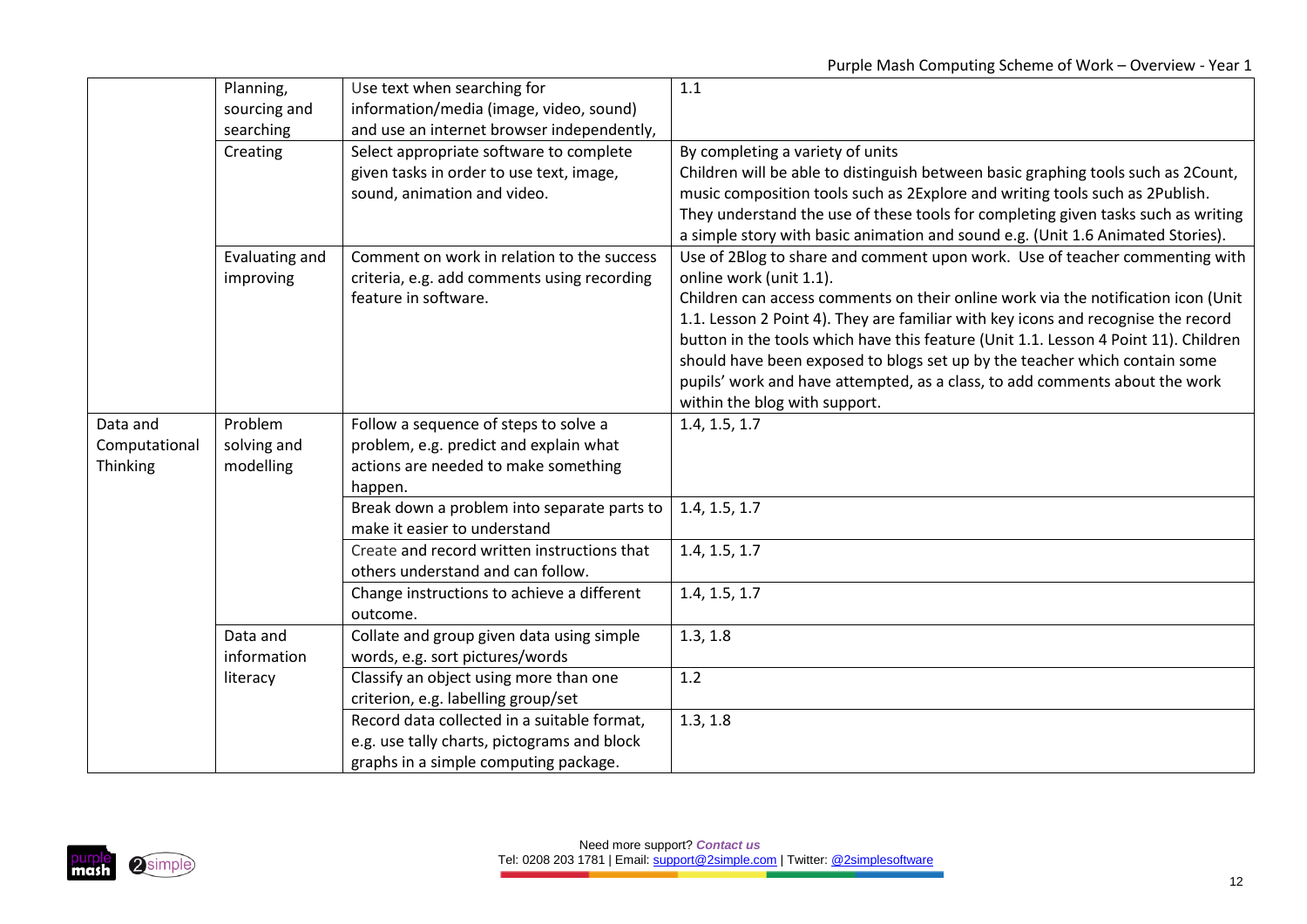| | | | |
|---|---|---|---|
| | Planning, sourcing and searching | Use text when searching for information/media (image, video, sound) and use an internet browser independently, | 1.1 |
| | Creating | Select appropriate software to complete given tasks in order to use text, image, sound, animation and video. | By completing a variety of units<br>Children will be able to distinguish between basic graphing tools such as 2Count, music composition tools such as 2Explore and writing tools such as 2Publish. They understand the use of these tools for completing given tasks such as writing a simple story with basic animation and sound e.g. (Unit 1.6 Animated Stories). |
| | Evaluating and improving | Comment on work in relation to the success criteria, e.g. add comments using recording feature in software. | Use of 2Blog to share and comment upon work. Use of teacher commenting with online work (unit 1.1).<br>Children can access comments on their online work via the notification icon (Unit 1.1. Lesson 2 Point 4). They are familiar with key icons and recognise the record button in the tools which have this feature (Unit 1.1. Lesson 4 Point 11). Children should have been exposed to blogs set up by the teacher which contain some pupils' work and have attempted, as a class, to add comments about the work within the blog with support. |
| Data and Computational Thinking | Problem solving and modelling | Follow a sequence of steps to solve a problem, e.g. predict and explain what actions are needed to make something happen. | 1.4, 1.5, 1.7 |
| | | Break down a problem into separate parts to make it easier to understand | 1.4, 1.5, 1.7 |
| | | Create and record written instructions that others understand and can follow. | 1.4, 1.5, 1.7 |
| | | Change instructions to achieve a different outcome. | 1.4, 1.5, 1.7 |
| | Data and information literacy | Collate and group given data using simple words, e.g. sort pictures/words | 1.3, 1.8 |
| | | Classify an object using more than one criterion, e.g. labelling group/set | 1.2 |
| | | Record data collected in a suitable format, e.g. use tally charts, pictograms and block graphs in a simple computing package. | 1.3, 1.8 |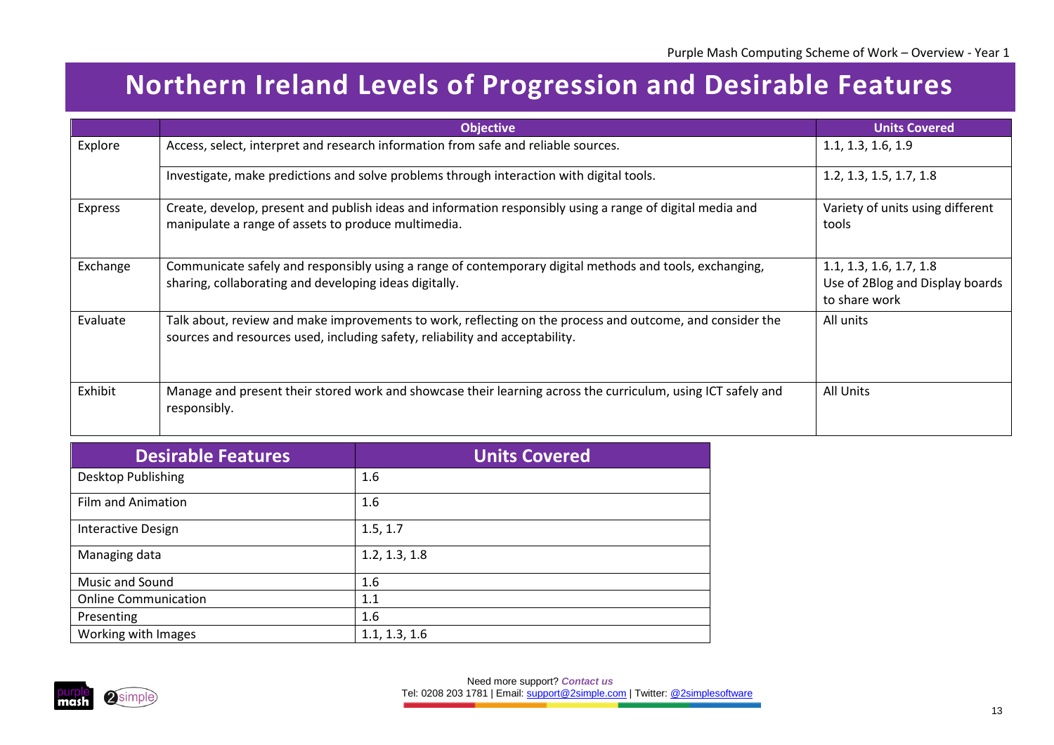# Northern Ireland Levels of Progression and Desirable Features

| | Objective | Units Covered |
|---|---|---|
| Explore | Access, select, interpret and research information from safe and reliable sources. | 1.1, 1.3, 1.6, 1.9 |
| | Investigate, make predictions and solve problems through interaction with digital tools. | 1.2, 1.3, 1.5, 1.7, 1.8 |
| Express | Create, develop, present and publish ideas and information responsibly using a range of digital media and manipulate a range of assets to produce multimedia. | Variety of units using different tools |
| Exchange | Communicate safely and responsibly using a range of contemporary digital methods and tools, exchanging, sharing, collaborating and developing ideas digitally. | 1.1, 1.3, 1.6, 1.7, 1.8<br>Use of 2Blog and Display boards to share work |
| Evaluate | Talk about, review and make improvements to work, reflecting on the process and outcome, and consider the sources and resources used, including safety, reliability and acceptability. | All units |
| Exhibit | Manage and present their stored work and showcase their learning across the curriculum, using ICT safely and responsibly. | All Units |

| Desirable Features | Units Covered |
|---|---|
| Desktop Publishing | 1.6 |
| Film and Animation | 1.6 |
| Interactive Design | 1.5, 1.7 |
| Managing data | 1.2, 1.3, 1.8 |
| Music and Sound | 1.6 |
| Online Communication | 1.1 |
| Presenting | 1.6 |
| Working with Images | 1.1, 1.3, 1.6 |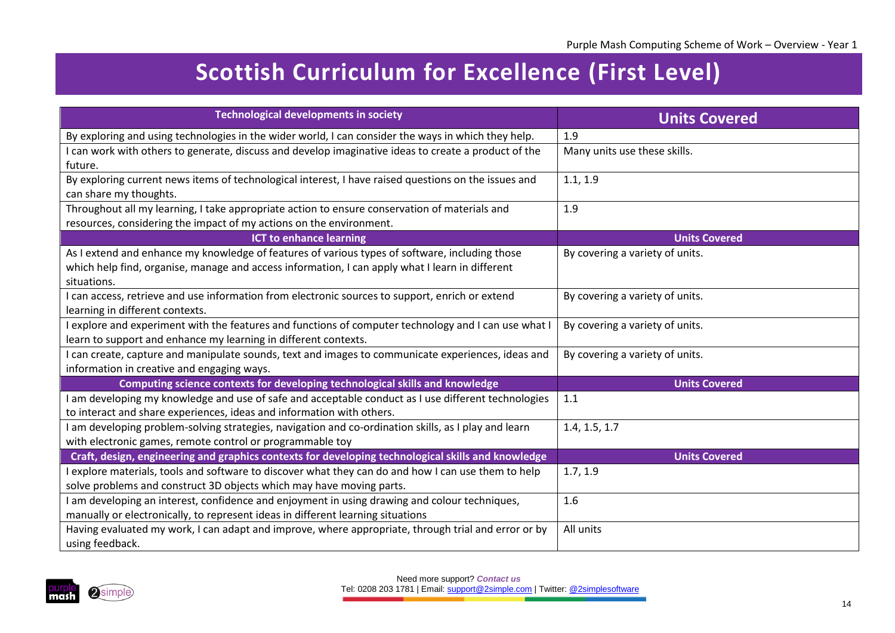# Scottish Curriculum for Excellence (First Level)

| Technological developments in society | Units Covered |
|---|---|
| By exploring and using technologies in the wider world, I can consider the ways in which they help. | 1.9 |
| I can work with others to generate, discuss and develop imaginative ideas to create a product of the future. | Many units use these skills. |
| By exploring current news items of technological interest, I have raised questions on the issues and can share my thoughts. | 1.1, 1.9 |
| Throughout all my learning, I take appropriate action to ensure conservation of materials and resources, considering the impact of my actions on the environment. | 1.9 |
| **ICT to enhance learning** | **Units Covered** |
| As I extend and enhance my knowledge of features of various types of software, including those which help find, organise, manage and access information, I can apply what I learn in different situations. | By covering a variety of units. |
| I can access, retrieve and use information from electronic sources to support, enrich or extend learning in different contexts. | By covering a variety of units. |
| I explore and experiment with the features and functions of computer technology and I can use what I learn to support and enhance my learning in different contexts. | By covering a variety of units. |
| I can create, capture and manipulate sounds, text and images to communicate experiences, ideas and information in creative and engaging ways. | By covering a variety of units. |
| **Computing science contexts for developing technological skills and knowledge** | **Units Covered** |
| I am developing my knowledge and use of safe and acceptable conduct as I use different technologies to interact and share experiences, ideas and information with others. | 1.1 |
| I am developing problem-solving strategies, navigation and co-ordination skills, as I play and learn with electronic games, remote control or programmable toy | 1.4, 1.5, 1.7 |
| **Craft, design, engineering and graphics contexts for developing technological skills and knowledge** | **Units Covered** |
| I explore materials, tools and software to discover what they can do and how I can use them to help solve problems and construct 3D objects which may have moving parts. | 1.7, 1.9 |
| I am developing an interest, confidence and enjoyment in using drawing and colour techniques, manually or electronically, to represent ideas in different learning situations | 1.6 |
| Having evaluated my work, I can adapt and improve, where appropriate, through trial and error or by using feedback. | All units |

Need more support? *Contact us*
Tel: 0208 203 1781 | Email: support@2simple.com | Twitter: @2simplesoftware